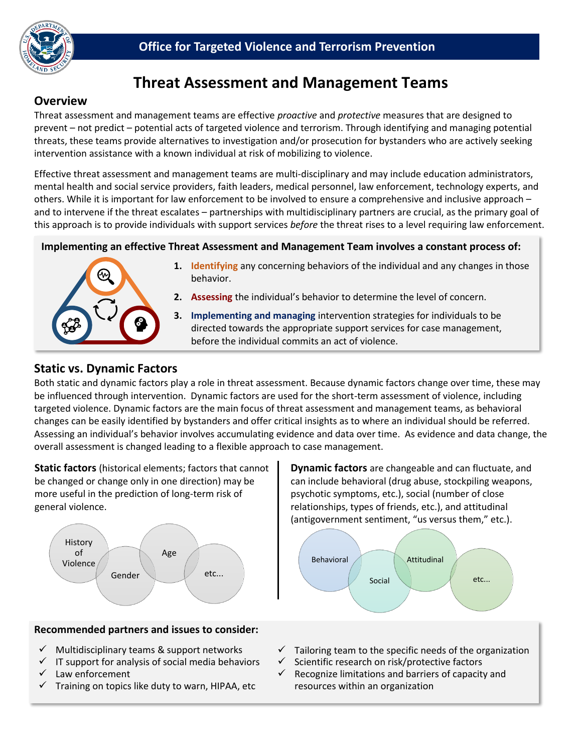Office for Targeted Violence and Terrorism Prevention

# Threat Assessment and Management Teams

## Overview

Threat assessment and management teams are effective *proactive* and *protective* measures that are designed to prevent – not predict – potential acts of targeted violence and terrorism. Through identifying and managing potential threats, these teams provide alternatives to investigation and/or prosecution for bystanders who are actively seeking intervention assistance with a known individual at risk of mobilizing to violence.

Effective threat assessment and management teams are multi-disciplinary and may include education administrators, mental health and social service providers, faith leaders, medical personnel, law enforcement, technology experts, and others. While it is important for law enforcement to be involved to ensure a comprehensive and inclusive approach – and to intervene if the threat escalates – partnerships with multidisciplinary partners are crucial, as the primary goal of this approach is to provide individuals with support services *before* the threat rises to a level requiring law enforcement.

**Implementing an effective Threat Assessment and Management Team involves a constant process of:**

1. **Identifying** any concerning behaviors of the individual and any changes in those behavior.
2. **Assessing** the individual's behavior to determine the level of concern.
3. **Implementing and managing** intervention strategies for individuals to be directed towards the appropriate support services for case management, before the individual commits an act of violence.

## Static vs. Dynamic Factors

Both static and dynamic factors play a role in threat assessment. Because dynamic factors change over time, these may be influenced through intervention. Dynamic factors are used for the short-term assessment of violence, including targeted violence. Dynamic factors are the main focus of threat assessment and management teams, as behavioral changes can be easily identified by bystanders and offer critical insights as to where an individual should be referred. Assessing an individual's behavior involves accumulating evidence and data over time. As evidence and data change, the overall assessment is changed leading to a flexible approach to case management.

**Static factors** (historical elements; factors that cannot be changed or change only in one direction) may be more useful in the prediction of long-term risk of general violence.

History of Violence · Gender · Age · etc...

**Dynamic factors** are changeable and can fluctuate, and can include behavioral (drug abuse, stockpiling weapons, psychotic symptoms, etc.), social (number of close relationships, types of friends, etc.), and attitudinal (antigovernment sentiment, "us versus them," etc.).

Behavioral · Social · Attitudinal · etc...

**Recommended partners and issues to consider:**

- ✓ Multidisciplinary teams & support networks
- ✓ IT support for analysis of social media behaviors
- ✓ Law enforcement
- ✓ Training on topics like duty to warn, HIPAA, etc
- ✓ Tailoring team to the specific needs of the organization
- ✓ Scientific research on risk/protective factors
- ✓ Recognize limitations and barriers of capacity and resources within an organization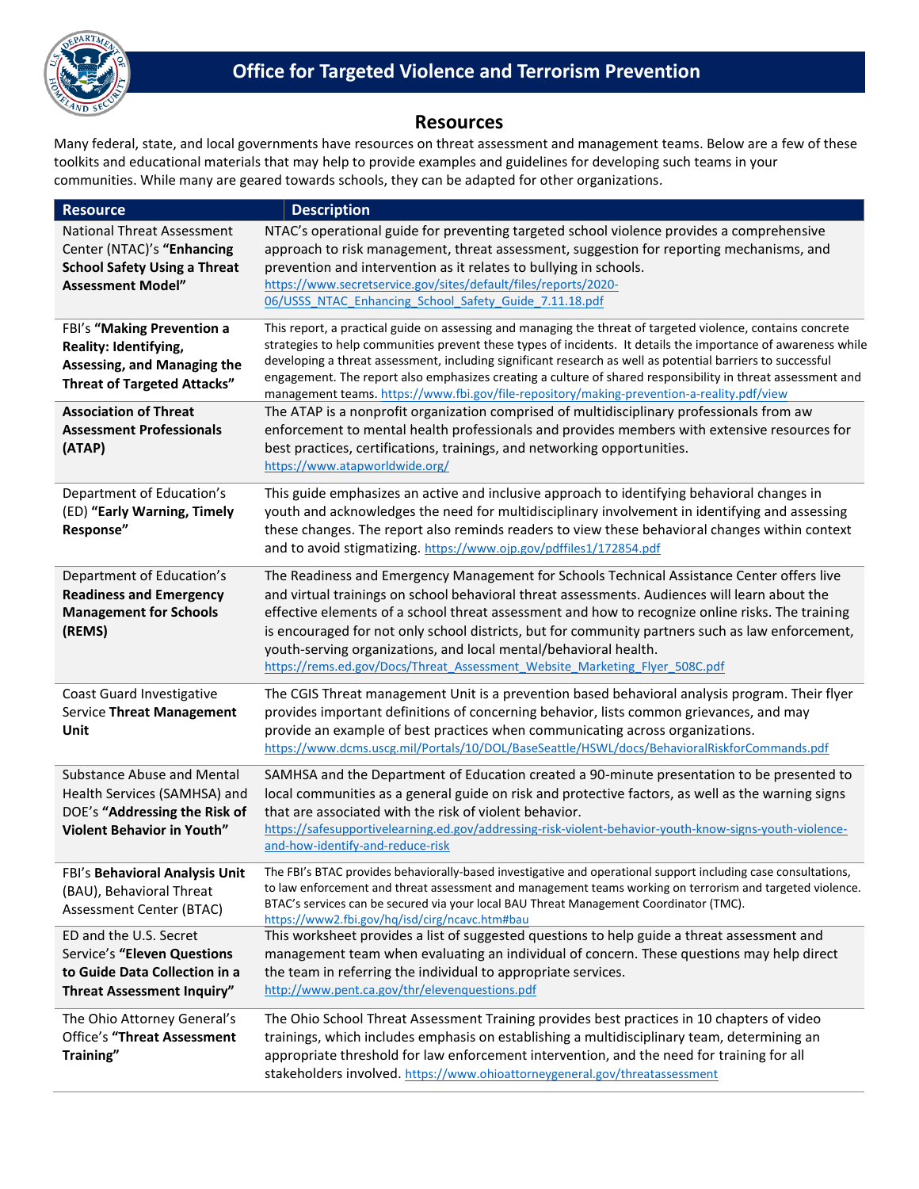## Office for Targeted Violence and Terrorism Prevention

## Resources

Many federal, state, and local governments have resources on threat assessment and management teams. Below are a few of these toolkits and educational materials that may help to provide examples and guidelines for developing such teams in your communities. While many are geared towards schools, they can be adapted for other organizations.

| Resource | Description |
|---|---|
| National Threat Assessment Center (NTAC)'s **"Enhancing School Safety Using a Threat Assessment Model"** | NTAC's operational guide for preventing targeted school violence provides a comprehensive approach to risk management, threat assessment, suggestion for reporting mechanisms, and prevention and intervention as it relates to bullying in schools. https://www.secretservice.gov/sites/default/files/reports/2020-06/USSS_NTAC_Enhancing_School_Safety_Guide_7.11.18.pdf |
| FBI's **"Making Prevention a Reality: Identifying, Assessing, and Managing the Threat of Targeted Attacks"** | This report, a practical guide on assessing and managing the threat of targeted violence, contains concrete strategies to help communities prevent these types of incidents. It details the importance of awareness while developing a threat assessment, including significant research as well as potential barriers to successful engagement. The report also emphasizes creating a culture of shared responsibility in threat assessment and management teams. https://www.fbi.gov/file-repository/making-prevention-a-reality.pdf/view |
| **Association of Threat Assessment Professionals (ATAP)** | The ATAP is a nonprofit organization comprised of multidisciplinary professionals from aw enforcement to mental health professionals and provides members with extensive resources for best practices, certifications, trainings, and networking opportunities. https://www.atapworldwide.org/ |
| Department of Education's (ED) **"Early Warning, Timely Response"** | This guide emphasizes an active and inclusive approach to identifying behavioral changes in youth and acknowledges the need for multidisciplinary involvement in identifying and assessing these changes. The report also reminds readers to view these behavioral changes within context and to avoid stigmatizing. https://www.ojp.gov/pdffiles1/172854.pdf |
| Department of Education's **Readiness and Emergency Management for Schools (REMS)** | The Readiness and Emergency Management for Schools Technical Assistance Center offers live and virtual trainings on school behavioral threat assessments. Audiences will learn about the effective elements of a school threat assessment and how to recognize online risks. The training is encouraged for not only school districts, but for community partners such as law enforcement, youth-serving organizations, and local mental/behavioral health. https://rems.ed.gov/Docs/Threat_Assessment_Website_Marketing_Flyer_508C.pdf |
| Coast Guard Investigative Service **Threat Management Unit** | The CGIS Threat management Unit is a prevention based behavioral analysis program. Their flyer provides important definitions of concerning behavior, lists common grievances, and may provide an example of best practices when communicating across organizations. https://www.dcms.uscg.mil/Portals/10/DOL/BaseSeattle/HSWL/docs/BehavioralRiskforCommands.pdf |
| Substance Abuse and Mental Health Services (SAMHSA) and DOE's **"Addressing the Risk of Violent Behavior in Youth"** | SAMHSA and the Department of Education created a 90-minute presentation to be presented to local communities as a general guide on risk and protective factors, as well as the warning signs that are associated with the risk of violent behavior. https://safesupportivelearning.ed.gov/addressing-risk-violent-behavior-youth-know-signs-youth-violence-and-how-identify-and-reduce-risk |
| FBI's **Behavioral Analysis Unit** (BAU), Behavioral Threat Assessment Center (BTAC) | The FBI's BTAC provides behaviorally-based investigative and operational support including case consultations, to law enforcement and threat assessment and management teams working on terrorism and targeted violence. BTAC's services can be secured via your local BAU Threat Management Coordinator (TMC). https://www2.fbi.gov/hq/isd/cirg/ncavc.htm#bau |
| ED and the U.S. Secret Service's **"Eleven Questions to Guide Data Collection in a Threat Assessment Inquiry"** | This worksheet provides a list of suggested questions to help guide a threat assessment and management team when evaluating an individual of concern. These questions may help direct the team in referring the individual to appropriate services. http://www.pent.ca.gov/thr/elevenquestions.pdf |
| The Ohio Attorney General's Office's **"Threat Assessment Training"** | The Ohio School Threat Assessment Training provides best practices in 10 chapters of video trainings, which includes emphasis on establishing a multidisciplinary team, determining an appropriate threshold for law enforcement intervention, and the need for training for all stakeholders involved. https://www.ohioattorneygeneral.gov/threatassessment |